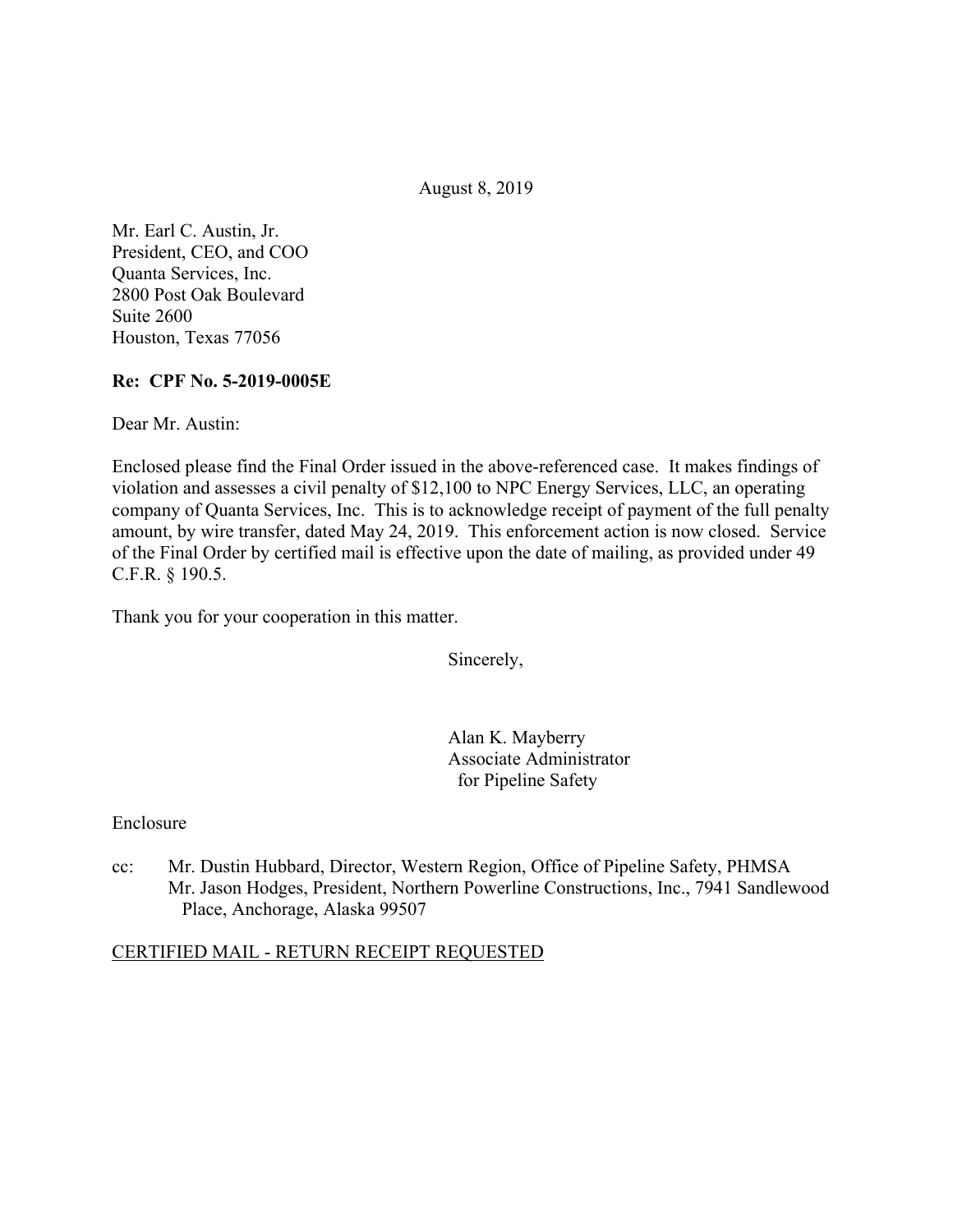August 8, 2019

Mr. Earl C. Austin, Jr.
President, CEO, and COO
Quanta Services, Inc.
2800 Post Oak Boulevard
Suite 2600
Houston, Texas 77056

**Re: CPF No. 5-2019-0005E**

Dear Mr. Austin:

Enclosed please find the Final Order issued in the above-referenced case. It makes findings of violation and assesses a civil penalty of $12,100 to NPC Energy Services, LLC, an operating company of Quanta Services, Inc. This is to acknowledge receipt of payment of the full penalty amount, by wire transfer, dated May 24, 2019. This enforcement action is now closed. Service of the Final Order by certified mail is effective upon the date of mailing, as provided under 49 C.F.R. § 190.5.

Thank you for your cooperation in this matter.

Sincerely,

Alan K. Mayberry
Associate Administrator
for Pipeline Safety

Enclosure

cc: Mr. Dustin Hubbard, Director, Western Region, Office of Pipeline Safety, PHMSA
Mr. Jason Hodges, President, Northern Powerline Constructions, Inc., 7941 Sandlewood Place, Anchorage, Alaska 99507

CERTIFIED MAIL - RETURN RECEIPT REQUESTED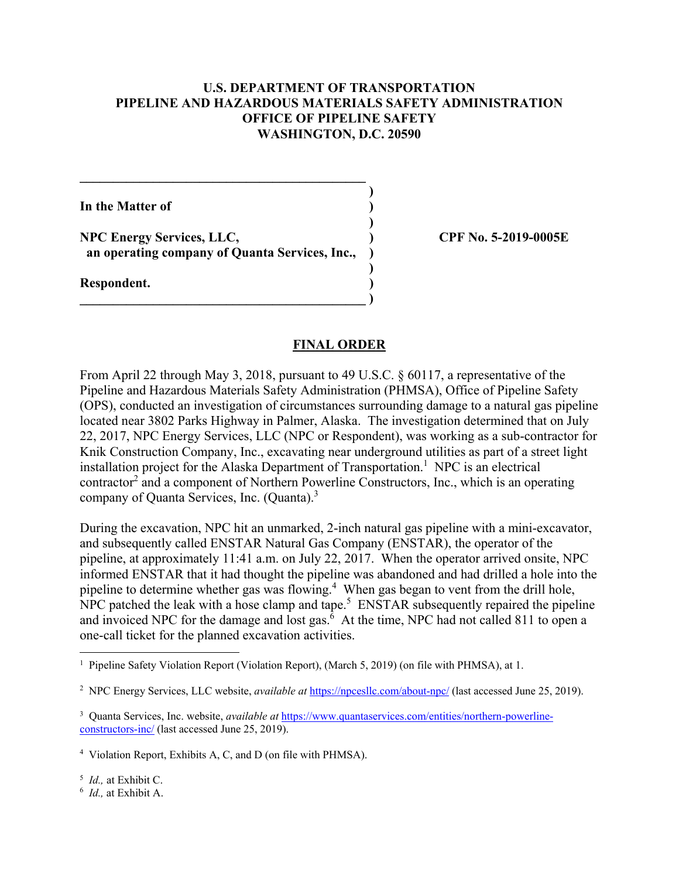**U.S. DEPARTMENT OF TRANSPORTATION**
**PIPELINE AND HAZARDOUS MATERIALS SAFETY ADMINISTRATION**
**OFFICE OF PIPELINE SAFETY**
**WASHINGTON, D.C. 20590**

| | | |
|---|---|---|
| **In the Matter of** | ) | |
| **NPC Energy Services, LLC,** an operating company of Quanta Services, Inc., | ) | **CPF No. 5-2019-0005E** |
| **Respondent.** | ) | |

## FINAL ORDER

From April 22 through May 3, 2018, pursuant to 49 U.S.C. § 60117, a representative of the Pipeline and Hazardous Materials Safety Administration (PHMSA), Office of Pipeline Safety (OPS), conducted an investigation of circumstances surrounding damage to a natural gas pipeline located near 3802 Parks Highway in Palmer, Alaska. The investigation determined that on July 22, 2017, NPC Energy Services, LLC (NPC or Respondent), was working as a sub-contractor for Knik Construction Company, Inc., excavating near underground utilities as part of a street light installation project for the Alaska Department of Transportation.[1] NPC is an electrical contractor[2] and a component of Northern Powerline Constructors, Inc., which is an operating company of Quanta Services, Inc. (Quanta).[3]

During the excavation, NPC hit an unmarked, 2-inch natural gas pipeline with a mini-excavator, and subsequently called ENSTAR Natural Gas Company (ENSTAR), the operator of the pipeline, at approximately 11:41 a.m. on July 22, 2017. When the operator arrived onsite, NPC informed ENSTAR that it had thought the pipeline was abandoned and had drilled a hole into the pipeline to determine whether gas was flowing.[4] When gas began to vent from the drill hole, NPC patched the leak with a hose clamp and tape.[5] ENSTAR subsequently repaired the pipeline and invoiced NPC for the damage and lost gas.[6] At the time, NPC had not called 811 to open a one-call ticket for the planned excavation activities.

---

[1] Pipeline Safety Violation Report (Violation Report), (March 5, 2019) (on file with PHMSA), at 1.

[2] NPC Energy Services, LLC website, *available at* https://npcesllc.com/about-npc/ (last accessed June 25, 2019).

[3] Quanta Services, Inc. website, *available at* https://www.quantaservices.com/entities/northern-powerline-constructors-inc/ (last accessed June 25, 2019).

[4] Violation Report, Exhibits A, C, and D (on file with PHMSA).

[5] *Id.,* at Exhibit C.

[6] *Id.,* at Exhibit A.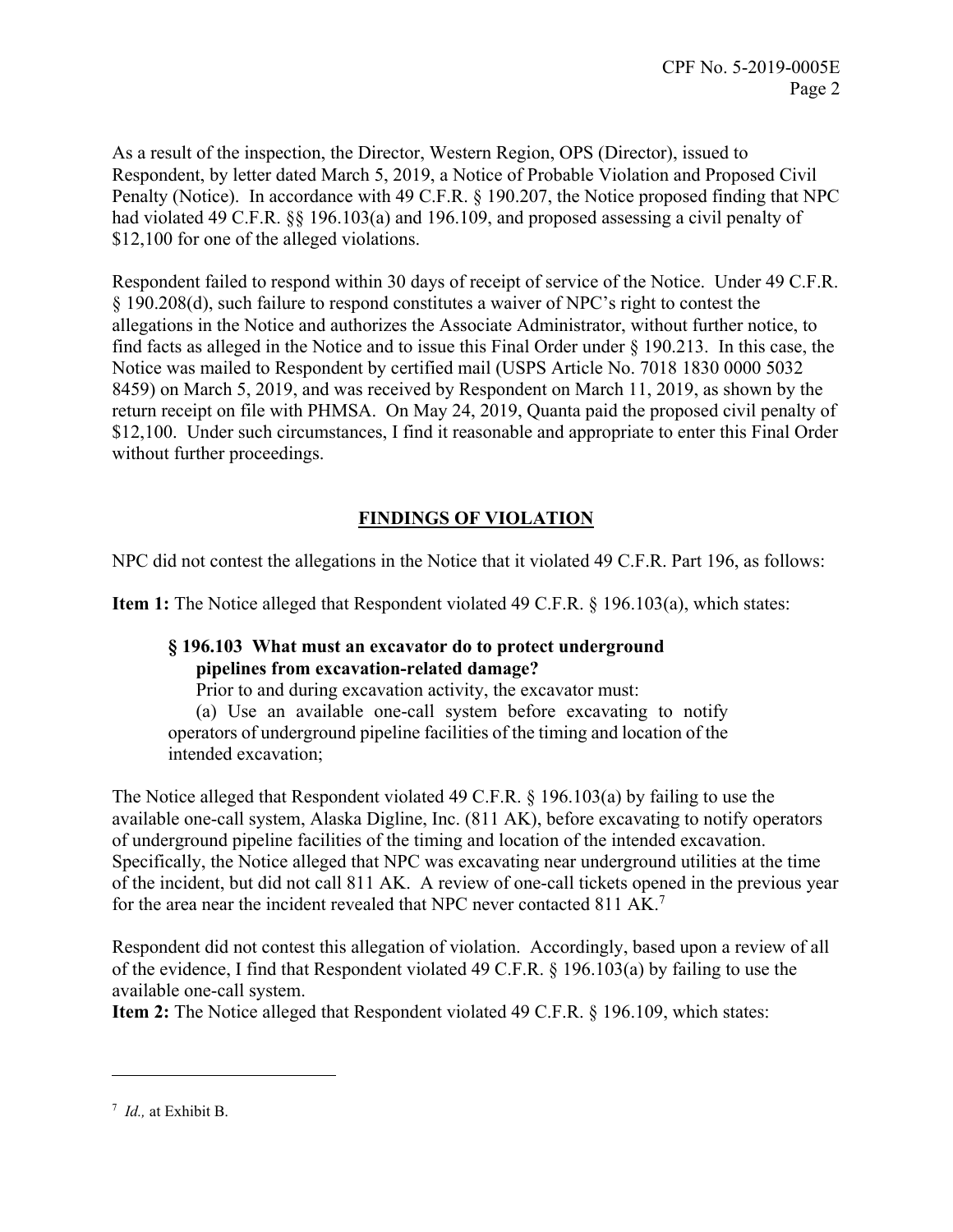As a result of the inspection, the Director, Western Region, OPS (Director), issued to Respondent, by letter dated March 5, 2019, a Notice of Probable Violation and Proposed Civil Penalty (Notice). In accordance with 49 C.F.R. § 190.207, the Notice proposed finding that NPC had violated 49 C.F.R. §§ 196.103(a) and 196.109, and proposed assessing a civil penalty of $12,100 for one of the alleged violations.

Respondent failed to respond within 30 days of receipt of service of the Notice. Under 49 C.F.R. § 190.208(d), such failure to respond constitutes a waiver of NPC's right to contest the allegations in the Notice and authorizes the Associate Administrator, without further notice, to find facts as alleged in the Notice and to issue this Final Order under § 190.213. In this case, the Notice was mailed to Respondent by certified mail (USPS Article No. 7018 1830 0000 5032 8459) on March 5, 2019, and was received by Respondent on March 11, 2019, as shown by the return receipt on file with PHMSA. On May 24, 2019, Quanta paid the proposed civil penalty of $12,100. Under such circumstances, I find it reasonable and appropriate to enter this Final Order without further proceedings.

## FINDINGS OF VIOLATION

NPC did not contest the allegations in the Notice that it violated 49 C.F.R. Part 196, as follows:

**Item 1:** The Notice alleged that Respondent violated 49 C.F.R. § 196.103(a), which states:

> **§ 196.103 What must an excavator do to protect underground pipelines from excavation-related damage?**
>
> Prior to and during excavation activity, the excavator must:
>
> (a) Use an available one-call system before excavating to notify operators of underground pipeline facilities of the timing and location of the intended excavation;

The Notice alleged that Respondent violated 49 C.F.R. § 196.103(a) by failing to use the available one-call system, Alaska Digline, Inc. (811 AK), before excavating to notify operators of underground pipeline facilities of the timing and location of the intended excavation. Specifically, the Notice alleged that NPC was excavating near underground utilities at the time of the incident, but did not call 811 AK. A review of one-call tickets opened in the previous year for the area near the incident revealed that NPC never contacted 811 AK.[7]

Respondent did not contest this allegation of violation. Accordingly, based upon a review of all of the evidence, I find that Respondent violated 49 C.F.R. § 196.103(a) by failing to use the available one-call system.

**Item 2:** The Notice alleged that Respondent violated 49 C.F.R. § 196.109, which states:

---

[7] *Id.,* at Exhibit B.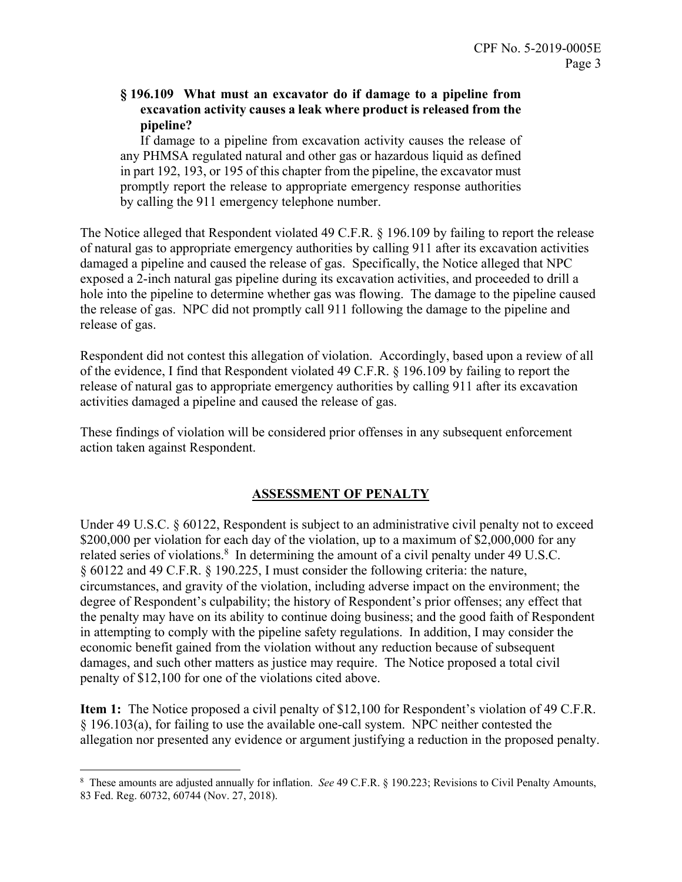> **§ 196.109 What must an excavator do if damage to a pipeline from excavation activity causes a leak where product is released from the pipeline?**
>
> If damage to a pipeline from excavation activity causes the release of any PHMSA regulated natural and other gas or hazardous liquid as defined in part 192, 193, or 195 of this chapter from the pipeline, the excavator must promptly report the release to appropriate emergency response authorities by calling the 911 emergency telephone number.

The Notice alleged that Respondent violated 49 C.F.R. § 196.109 by failing to report the release of natural gas to appropriate emergency authorities by calling 911 after its excavation activities damaged a pipeline and caused the release of gas. Specifically, the Notice alleged that NPC exposed a 2-inch natural gas pipeline during its excavation activities, and proceeded to drill a hole into the pipeline to determine whether gas was flowing. The damage to the pipeline caused the release of gas. NPC did not promptly call 911 following the damage to the pipeline and release of gas.

Respondent did not contest this allegation of violation. Accordingly, based upon a review of all of the evidence, I find that Respondent violated 49 C.F.R. § 196.109 by failing to report the release of natural gas to appropriate emergency authorities by calling 911 after its excavation activities damaged a pipeline and caused the release of gas.

These findings of violation will be considered prior offenses in any subsequent enforcement action taken against Respondent.

## ASSESSMENT OF PENALTY

Under 49 U.S.C. § 60122, Respondent is subject to an administrative civil penalty not to exceed \$200,000 per violation for each day of the violation, up to a maximum of \$2,000,000 for any related series of violations.[8] In determining the amount of a civil penalty under 49 U.S.C. § 60122 and 49 C.F.R. § 190.225, I must consider the following criteria: the nature, circumstances, and gravity of the violation, including adverse impact on the environment; the degree of Respondent's culpability; the history of Respondent's prior offenses; any effect that the penalty may have on its ability to continue doing business; and the good faith of Respondent in attempting to comply with the pipeline safety regulations. In addition, I may consider the economic benefit gained from the violation without any reduction because of subsequent damages, and such other matters as justice may require. The Notice proposed a total civil penalty of \$12,100 for one of the violations cited above.

**Item 1:** The Notice proposed a civil penalty of \$12,100 for Respondent's violation of 49 C.F.R. § 196.103(a), for failing to use the available one-call system. NPC neither contested the allegation nor presented any evidence or argument justifying a reduction in the proposed penalty.

[8] These amounts are adjusted annually for inflation. *See* 49 C.F.R. § 190.223; Revisions to Civil Penalty Amounts, 83 Fed. Reg. 60732, 60744 (Nov. 27, 2018).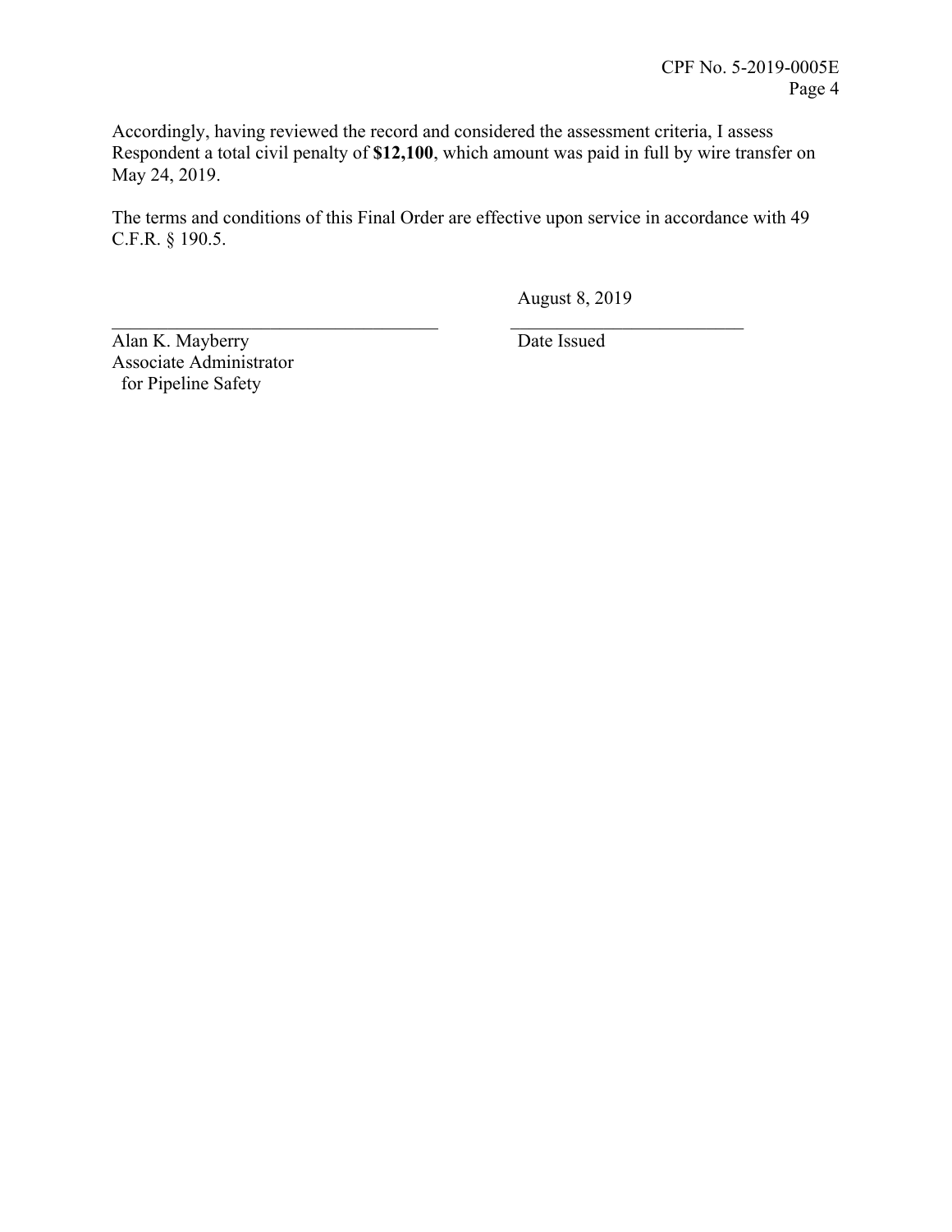Accordingly, having reviewed the record and considered the assessment criteria, I assess Respondent a total civil penalty of **$12,100**, which amount was paid in full by wire transfer on May 24, 2019.

The terms and conditions of this Final Order are effective upon service in accordance with 49 C.F.R. § 190.5.

| | |
|---|---|
| ______________________________ | August 8, 2019 |
| Alan K. Mayberry<br>Associate Administrator<br>for Pipeline Safety | Date Issued |